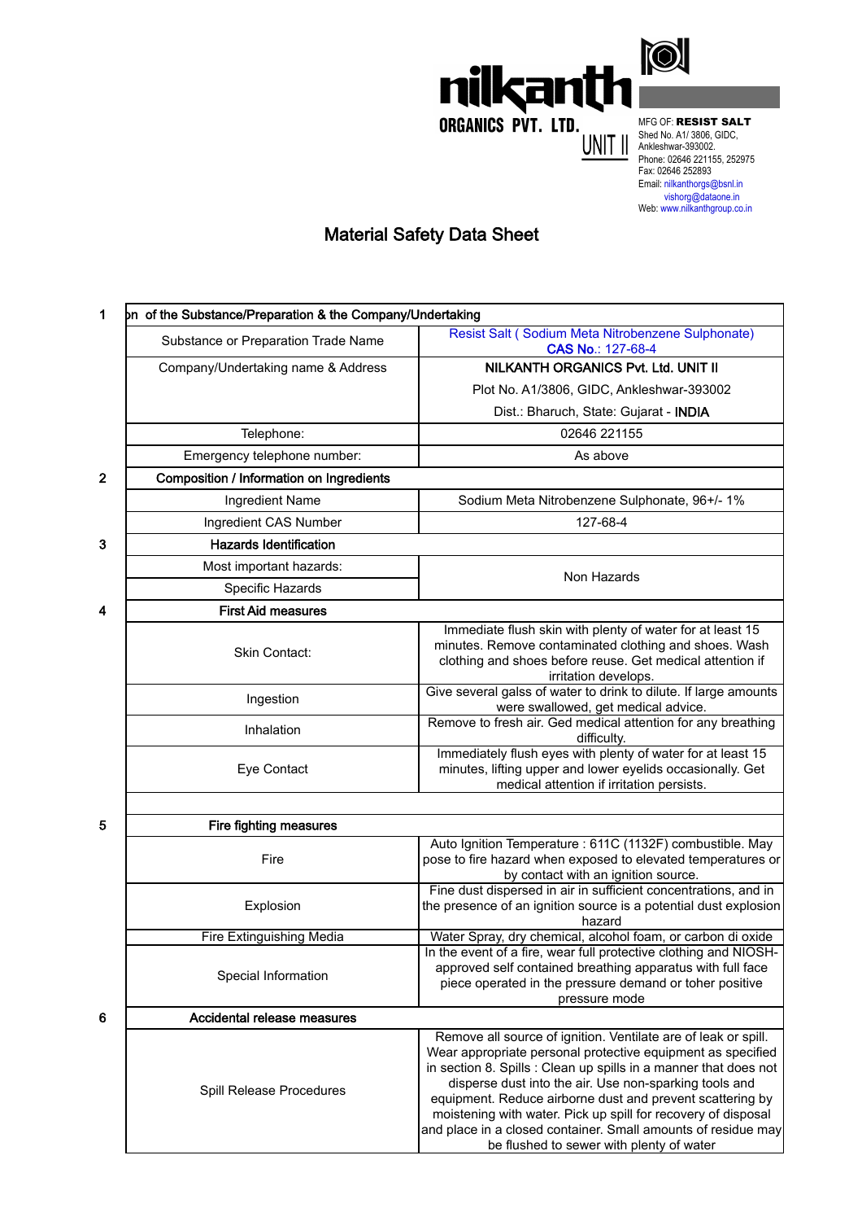nilkanth
ORGANICS PVT. LTD.
UNIT II

MFG OF: **RESIST SALT**
Shed No. A1/ 3806, GIDC,
Ankleshwar-393002.
Phone: 02646 221155, 252975
Fax: 02646 252893
Email: nilkanthorgs@bsnl.in
vishorg@dataone.in
Web: www.nilkanthgroup.co.in

# Material Safety Data Sheet

| | | |
|---|---|---|
| 1 | on of the Substance/Preparation & the Company/Undertaking | |
| | Substance or Preparation Trade Name | Resist Salt ( Sodium Meta Nitrobenzene Sulphonate) **CAS No**.: 127-68-4 |
| | Company/Undertaking name & Address | NILKANTH ORGANICS Pvt. Ltd. UNIT II<br>Plot No. A1/3806, GIDC, Ankleshwar-393002<br>Dist.: Bharuch, State: Gujarat - INDIA |
| | Telephone: | 02646 221155 |
| | Emergency telephone number: | As above |
| 2 | **Composition / Information on Ingredients** | |
| | Ingredient Name | Sodium Meta Nitrobenzene Sulphonate, 96+/- 1% |
| | Ingredient CAS Number | 127-68-4 |
| 3 | **Hazards Identification** | |
| | Most important hazards: | Non Hazards |
| | Specific Hazards | |
| 4 | **First Aid measures** | |
| | Skin Contact: | Immediate flush skin with plenty of water for at least 15 minutes. Remove contaminated clothing and shoes. Wash clothing and shoes before reuse. Get medical attention if irritation develops. |
| | Ingestion | Give several galss of water to drink to dilute. If large amounts were swallowed, get medical advice. |
| | Inhalation | Remove to fresh air. Ged medical attention for any breathing difficulty. |
| | Eye Contact | Immediately flush eyes with plenty of water for at least 15 minutes, lifting upper and lower eyelids occasionally. Get medical attention if irritation persists. |
| | | |
| 5 | **Fire fighting measures** | |
| | Fire | Auto Ignition Temperature : 611C (1132F) combustible. May pose to fire hazard when exposed to elevated temperatures or by contact with an ignition source. |
| | Explosion | Fine dust dispersed in air in sufficient concentrations, and in the presence of an ignition source is a potential dust explosion hazard |
| | Fire Extinguishing Media | Water Spray, dry chemical, alcohol foam, or carbon di oxide |
| | Special Information | In the event of a fire, wear full protective clothing and NIOSH-approved self contained breathing apparatus with full face piece operated in the pressure demand or toher positive pressure mode |
| 6 | **Accidental release measures** | |
| | Spill Release Procedures | Remove all source of ignition. Ventilate are of leak or spill. Wear appropriate personal protective equipment as specified in section 8. Spills : Clean up spills in a manner that does not disperse dust into the air. Use non-sparking tools and equipment. Reduce airborne dust and prevent scattering by moistening with water. Pick up spill for recovery of disposal and place in a closed container. Small amounts of residue may be flushed to sewer with plenty of water |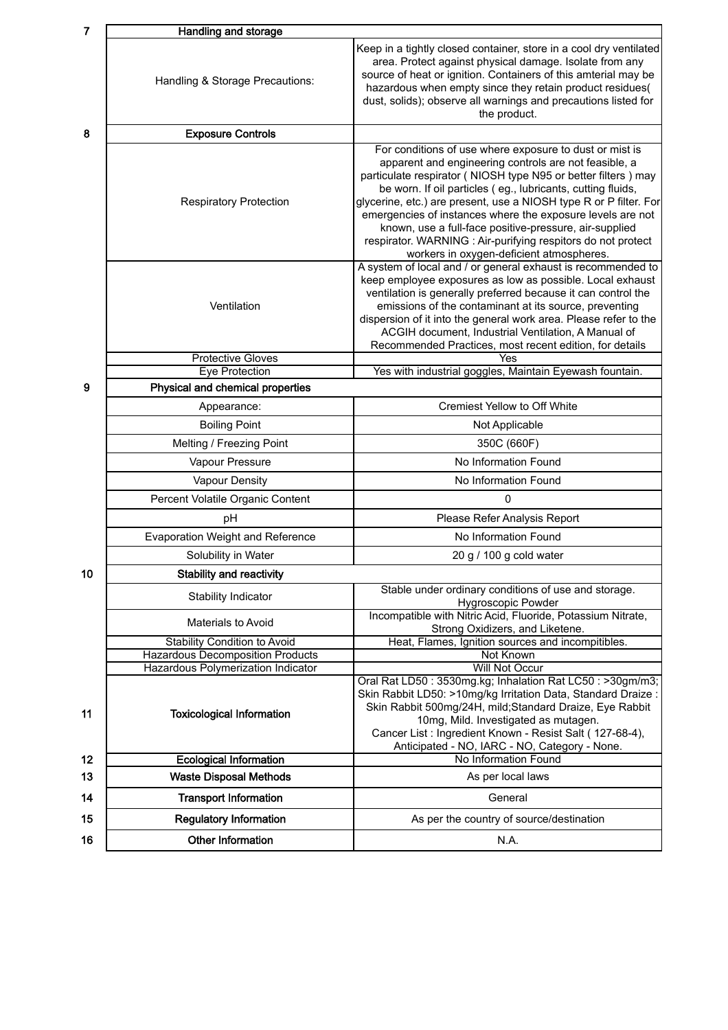| | | |
|---|---|---|
| 7 | **Handling and storage** | |
| | Handling & Storage Precautions: | Keep in a tightly closed container, store in a cool dry ventilated area. Protect against physical damage. Isolate from any source of heat or ignition. Containers of this amterial may be hazardous when empty since they retain product residues( dust, solids); observe all warnings and precautions listed for the product. |
| 8 | **Exposure Controls** | |
| | Respiratory Protection | For conditions of use where exposure to dust or mist is apparent and engineering controls are not feasible, a particulate respirator ( NIOSH type N95 or better filters ) may be worn. If oil particles ( eg., lubricants, cutting fluids, glycerine, etc.) are present, use a NIOSH type R or P filter. For emergencies of instances where the exposure levels are not known, use a full-face positive-pressure, air-supplied respirator. WARNING : Air-purifying respitors do not protect workers in oxygen-deficient atmospheres. |
| | Ventilation | A system of local and / or general exhaust is recommended to keep employee exposures as low as possible. Local exhaust ventilation is generally preferred because it can control the emissions of the contaminant at its source, preventing dispersion of it into the general work area. Please refer to the ACGIH document, Industrial Ventilation, A Manual of Recommended Practices, most recent edition, for details |
| | Protective Gloves | Yes |
| | Eye Protection | Yes with industrial goggles, Maintain Eyewash fountain. |
| 9 | **Physical and chemical properties** | |
| | Appearance: | Cremiest Yellow to Off White |
| | Boiling Point | Not Applicable |
| | Melting / Freezing Point | 350C (660F) |
| | Vapour Pressure | No Information Found |
| | Vapour Density | No Information Found |
| | Percent Volatile Organic Content | 0 |
| | pH | Please Refer Analysis Report |
| | Evaporation Weight and Reference | No Information Found |
| | Solubility in Water | 20 g / 100 g cold water |
| 10 | **Stability and reactivity** | |
| | Stability Indicator | Stable under ordinary conditions of use and storage. Hygroscopic Powder |
| | Materials to Avoid | Incompatible with Nitric Acid, Fluoride, Potassium Nitrate, Strong Oxidizers, and Liketene. |
| | Stability Condition to Avoid | Heat, Flames, Ignition sources and incompitibles. |
| | Hazardous Decomposition Products | Not Known |
| | Hazardous Polymerization Indicator | Will Not Occur |
| 11 | **Toxicological Information** | Oral Rat LD50 : 3530mg.kg; Inhalation Rat LC50 : >30gm/m3; Skin Rabbit LD50: >10mg/kg Irritation Data, Standard Draize : Skin Rabbit 500mg/24H, mild;Standard Draize, Eye Rabbit 10mg, Mild. Investigated as mutagen. Cancer List : Ingredient Known - Resist Salt ( 127-68-4), Anticipated - NO, IARC - NO, Category - None. |
| 12 | **Ecological Information** | No Information Found |
| 13 | **Waste Disposal Methods** | As per local laws |
| 14 | **Transport Information** | General |
| 15 | **Regulatory Information** | As per the country of source/destination |
| 16 | **Other Information** | N.A. |